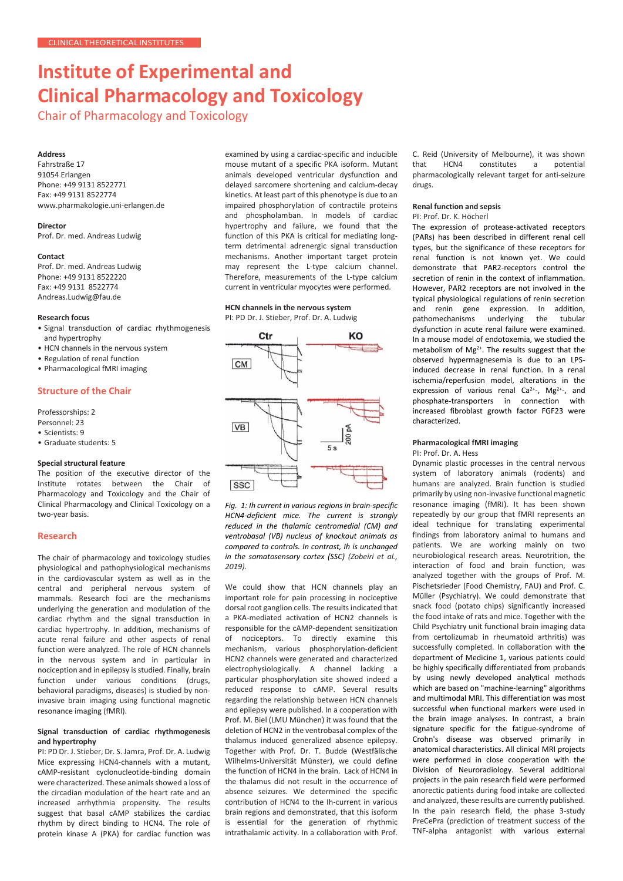CLINICAL THEORETICAL INSTITUTES

# Institute of Experimental and Clinical Pharmacology and Toxicology

## Chair of Pharmacology and Toxicology

**Address**
Fahrstraße 17
91054 Erlangen
Phone: +49 9131 8522771
Fax: +49 9131 8522774
www.pharmakologie.uni-erlangen.de

**Director**
Prof. Dr. med. Andreas Ludwig

**Contact**
Prof. Dr. med. Andreas Ludwig
Phone: +49 9131 8522220
Fax: +49 9131 8522774
Andreas.Ludwig@fau.de

**Research focus**

- Signal transduction of cardiac rhythmogenesis and hypertrophy
- HCN channels in the nervous system
- Regulation of renal function
- Pharmacological fMRI imaging

## Structure of the Chair

Professorships: 2
Personnel: 23

- Scientists: 9
- Graduate students: 5

**Special structural feature**

The position of the executive director of the Institute rotates between the Chair of Pharmacology and Toxicology and the Chair of Clinical Pharmacology and Clinical Toxicology on a two-year basis.

## Research

The chair of pharmacology and toxicology studies physiological and pathophysiological mechanisms in the cardiovascular system as well as in the central and peripheral nervous system of mammals. Research foci are the mechanisms underlying the generation and modulation of the cardiac rhythm and the signal transduction in cardiac hypertrophy. In addition, mechanisms of acute renal failure and other aspects of renal function were analyzed. The role of HCN channels in the nervous system and in particular in nociception and in epilepsy is studied. Finally, brain function under various conditions (drugs, behavioral paradigms, diseases) is studied by non-invasive brain imaging using functional magnetic resonance imaging (fMRI).

### Signal transduction of cardiac rhythmogenesis and hypertrophy

PI: PD Dr. J. Stieber, Dr. S. Jamra, Prof. Dr. A. Ludwig

Mice expressing HCN4-channels with a mutant, cAMP-resistant cyclonucleotide-binding domain were characterized. These animals showed a loss of the circadian modulation of the heart rate and an increased arrhythmia propensity. The results suggest that basal cAMP stabilizes the cardiac rhythm by direct binding to HCN4. The role of protein kinase A (PKA) for cardiac function was examined by using a cardiac-specific and inducible mouse mutant of a specific PKA isoform. Mutant animals developed ventricular dysfunction and delayed sarcomere shortening and calcium-decay kinetics. At least part of this phenotype is due to an impaired phosphorylation of contractile proteins and phospholamban. In models of cardiac hypertrophy and failure, we found that the function of this PKA is critical for mediating long-term detrimental adrenergic signal transduction mechanisms. Another important target protein may represent the L-type calcium channel. Therefore, measurements of the L-type calcium current in ventricular myocytes were performed.

### HCN channels in the nervous system

PI: PD Dr. J. Stieber, Prof. Dr. A. Ludwig

*Fig. 1: Ih current in various regions in brain-specific HCN4-deficient mice. The current is strongly reduced in the thalamic centromedial (CM) and ventrobasal (VB) nucleus of knockout animals as compared to controls. In contrast, Ih is unchanged in the somatosensory cortex (SSC) (Zobeiri et al., 2019).*

We could show that HCN channels play an important role for pain processing in nociceptive dorsal root ganglion cells. The results indicated that a PKA-mediated activation of HCN2 channels is responsible for the cAMP-dependent sensitization of nociceptors. To directly examine this mechanism, various phosphorylation-deficient HCN2 channels were generated and characterized electrophysiologically. A channel lacking a particular phosphorylation site showed indeed a reduced response to cAMP. Several results regarding the relationship between HCN channels and epilepsy were published. In a cooperation with Prof. M. Biel (LMU München) it was found that the deletion of HCN2 in the ventrobasal complex of the thalamus induced generalized absence epilepsy. Together with Prof. Dr. T. Budde (Westfälische Wilhelms-Universität Münster), we could define the function of HCN4 in the brain. Lack of HCN4 in the thalamus did not result in the occurrence of absence seizures. We determined the specific contribution of HCN4 to the Ih-current in various brain regions and demonstrated, that this isoform is essential for the generation of rhythmic intrathalamic activity. In a collaboration with Prof. C. Reid (University of Melbourne), it was shown that HCN4 constitutes a potential pharmacologically relevant target for anti-seizure drugs.

### Renal function and sepsis

PI: Prof. Dr. K. Höcherl

The expression of protease-activated receptors (PARs) has been described in different renal cell types, but the significance of these receptors for renal function is not known yet. We could demonstrate that PAR2-receptors control the secretion of renin in the context of inflammation. However, PAR2 receptors are not involved in the typical physiological regulations of renin secretion and renin gene expression. In addition, pathomechanisms underlying the tubular dysfunction in acute renal failure were examined. In a mouse model of endotoxemia, we studied the metabolism of $Mg^{2+}$. The results suggest that the observed hypermagnesemia is due to an LPS-induced decrease in renal function. In a renal ischemia/reperfusion model, alterations in the expression of various renal $Ca^{2+}$-, $Mg^{2+}$-, and phosphate-transporters in connection with increased fibroblast growth factor FGF23 were characterized.

### Pharmacological fMRI imaging

PI: Prof. Dr. A. Hess

Dynamic plastic processes in the central nervous system of laboratory animals (rodents) and humans are analyzed. Brain function is studied primarily by using non-invasive functional magnetic resonance imaging (fMRI). It has been shown repeatedly by our group that fMRI represents an ideal technique for translating experimental findings from laboratory animal to humans and patients. We are working mainly on two neurobiological research areas. Neurotrition, the interaction of food and brain function, was analyzed together with the groups of Prof. M. Pischetsrieder (Food Chemistry, FAU) and Prof. C. Müller (Psychiatry). We could demonstrate that snack food (potato chips) significantly increased the food intake of rats and mice. Together with the Child Psychiatry unit functional brain imaging data from certolizumab in rheumatoid arthritis) was successfully completed. In collaboration with the department of Medicine 1, various patients could be highly specifically differentiated from probands by using newly developed analytical methods which are based on "machine-learning" algorithms and multimodal MRI. This differentiation was most successful when functional markers were used in the brain image analyses. In contrast, a brain signature specific for the fatigue-syndrome of Crohn's disease was observed primarily in anatomical characteristics. All clinical MRI projects were performed in close cooperation with the Division of Neuroradiology. Several additional projects in the pain research field were performed anorectic patients during food intake are collected and analyzed, these results are currently published. In the pain research field, the phase 3-study PreCePra (prediction of treatment success of the TNF-alpha antagonist with various external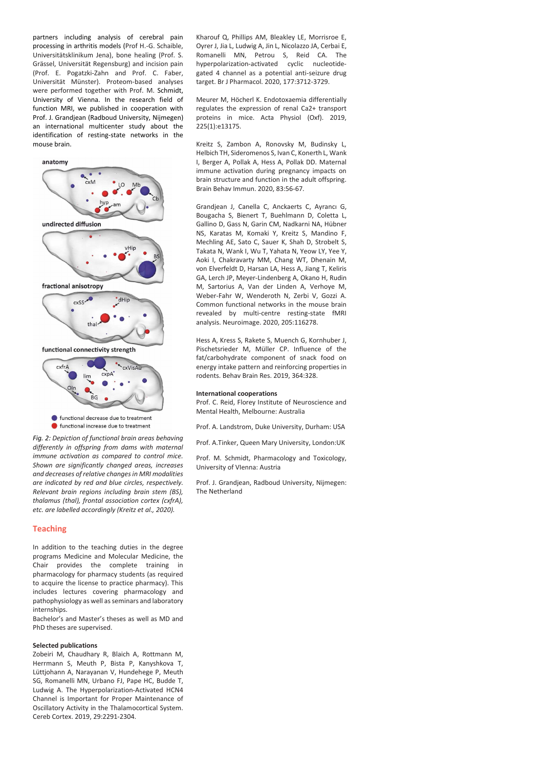partners including analysis of cerebral pain processing in arthritis models (Prof H.-G. Schaible, Universitätsklinikum Jena), bone healing (Prof. S. Grässel, Universität Regensburg) and incision pain (Prof. E. Pogatzki-Zahn and Prof. C. Faber, Universität Münster). Proteom-based analyses were performed together with Prof. M. Schmidt, University of Vienna. In the research field of function MRI, we published in cooperation with Prof. J. Grandjean (Radboud University, Nijmegen) an international multicenter study about the identification of resting-state networks in the mouse brain.

anatomy

cxM LO Mb Cb hyp am

undirected diffusion

vHip BS

fractional anisotropy

cxSS dHip thal

functional connectivity strength

cxfrA cxVisAu lim cxpA Oln BG

functional decrease due to treatment

functional increase due to treatment

*Fig. 2: Depiction of functional brain areas behaving differently in offspring from dams with maternal immune activation as compared to control mice. Shown are significantly changed areas, increases and decreases of relative changes in MRI modalities are indicated by red and blue circles, respectively. Relevant brain regions including brain stem (BS), thalamus (thal), frontal association cortex (cxfrA), etc. are labelled accordingly (Kreitz et al., 2020).*

## Teaching

In addition to the teaching duties in the degree programs Medicine and Molecular Medicine, the Chair provides the complete training in pharmacology for pharmacy students (as required to acquire the license to practice pharmacy). This includes lectures covering pharmacology and pathophysiology as well as seminars and laboratory internships.

Bachelor's and Master's theses as well as MD and PhD theses are supervised.

### Selected publications

Zobeiri M, Chaudhary R, Blaich A, Rottmann M, Herrmann S, Meuth P, Bista P, Kanyshkova T, Lüttjohann A, Narayanan V, Hundehege P, Meuth SG, Romanelli MN, Urbano FJ, Pape HC, Budde T, Ludwig A. The Hyperpolarization-Activated HCN4 Channel is Important for Proper Maintenance of Oscillatory Activity in the Thalamocortical System. Cereb Cortex. 2019, 29:2291-2304.

Kharouf Q, Phillips AM, Bleakley LE, Morrisroe E, Oyrer J, Jia L, Ludwig A, Jin L, Nicolazzo JA, Cerbai E, Romanelli MN, Petrou S, Reid CA. The hyperpolarization-activated cyclic nucleotide-gated 4 channel as a potential anti-seizure drug target. Br J Pharmacol. 2020, 177:3712-3729.

Meurer M, Höcherl K. Endotoxaemia differentially regulates the expression of renal Ca2+ transport proteins in mice. Acta Physiol (Oxf). 2019, 225(1):e13175.

Kreitz S, Zambon A, Ronovsky M, Budinsky L, Helbich TH, Sideromenos S, Ivan C, Konerth L, Wank I, Berger A, Pollak A, Hess A, Pollak DD. Maternal immune activation during pregnancy impacts on brain structure and function in the adult offspring. Brain Behav Immun. 2020, 83:56-67.

Grandjean J, Canella C, Anckaerts C, Ayrancı G, Bougacha S, Bienert T, Buehlmann D, Coletta L, Gallino D, Gass N, Garin CM, Nadkarni NA, Hübner NS, Karatas M, Komaki Y, Kreitz S, Mandino F, Mechling AE, Sato C, Sauer K, Shah D, Strobelt S, Takata N, Wank I, Wu T, Yahata N, Yeow LY, Yee Y, Aoki I, Chakravarty MM, Chang WT, Dhenain M, von Elverfeldt D, Harsan LA, Hess A, Jiang T, Keliris GA, Lerch JP, Meyer-Lindenberg A, Okano H, Rudin M, Sartorius A, Van der Linden A, Verhoye M, Weber-Fahr W, Wenderoth N, Zerbi V, Gozzi A. Common functional networks in the mouse brain revealed by multi-centre resting-state fMRI analysis. Neuroimage. 2020, 205:116278.

Hess A, Kress S, Rakete S, Muench G, Kornhuber J, Pischetsrieder M, Müller CP. Influence of the fat/carbohydrate component of snack food on energy intake pattern and reinforcing properties in rodents. Behav Brain Res. 2019, 364:328.

### International cooperations

Prof. C. Reid, Florey Institute of Neuroscience and Mental Health, Melbourne: Australia

Prof. A. Landstrom, Duke University, Durham: USA

Prof. A.Tinker, Queen Mary University, London:UK

Prof. M. Schmidt, Pharmacology and Toxicology, University of VIenna: Austria

Prof. J. Grandjean, Radboud University, Nijmegen: The Netherland